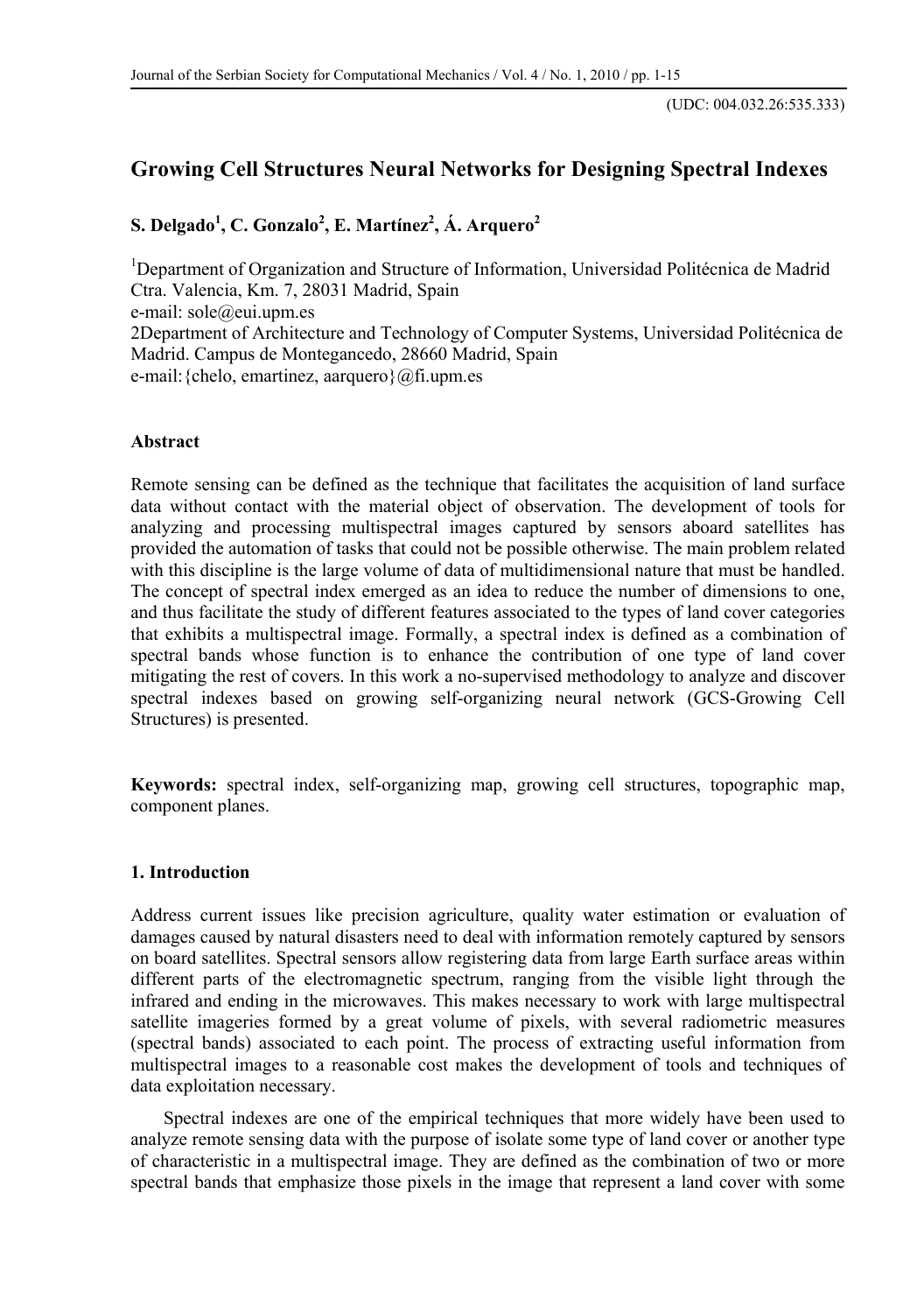(UDC: 004.032.26:535.333)

# Growing Cell Structures Neural Networks for Designing Spectral Indexes

**S. Delgado[1], C. Gonzalo[2], E. Martínez[2], Á. Arquero[2]**

[1]Department of Organization and Structure of Information, Universidad Politécnica de Madrid Ctra. Valencia, Km. 7, 28031 Madrid, Spain
e-mail: sole@eui.upm.es
2Department of Architecture and Technology of Computer Systems, Universidad Politécnica de Madrid. Campus de Montegancedo, 28660 Madrid, Spain
e-mail:{chelo, emartinez, aarquero}@fi.upm.es

### Abstract

Remote sensing can be defined as the technique that facilitates the acquisition of land surface data without contact with the material object of observation. The development of tools for analyzing and processing multispectral images captured by sensors aboard satellites has provided the automation of tasks that could not be possible otherwise. The main problem related with this discipline is the large volume of data of multidimensional nature that must be handled. The concept of spectral index emerged as an idea to reduce the number of dimensions to one, and thus facilitate the study of different features associated to the types of land cover categories that exhibits a multispectral image. Formally, a spectral index is defined as a combination of spectral bands whose function is to enhance the contribution of one type of land cover mitigating the rest of covers. In this work a no-supervised methodology to analyze and discover spectral indexes based on growing self-organizing neural network (GCS-Growing Cell Structures) is presented.

**Keywords:** spectral index, self-organizing map, growing cell structures, topographic map, component planes.

### 1. Introduction

Address current issues like precision agriculture, quality water estimation or evaluation of damages caused by natural disasters need to deal with information remotely captured by sensors on board satellites. Spectral sensors allow registering data from large Earth surface areas within different parts of the electromagnetic spectrum, ranging from the visible light through the infrared and ending in the microwaves. This makes necessary to work with large multispectral satellite imageries formed by a great volume of pixels, with several radiometric measures (spectral bands) associated to each point. The process of extracting useful information from multispectral images to a reasonable cost makes the development of tools and techniques of data exploitation necessary.

Spectral indexes are one of the empirical techniques that more widely have been used to analyze remote sensing data with the purpose of isolate some type of land cover or another type of characteristic in a multispectral image. They are defined as the combination of two or more spectral bands that emphasize those pixels in the image that represent a land cover with some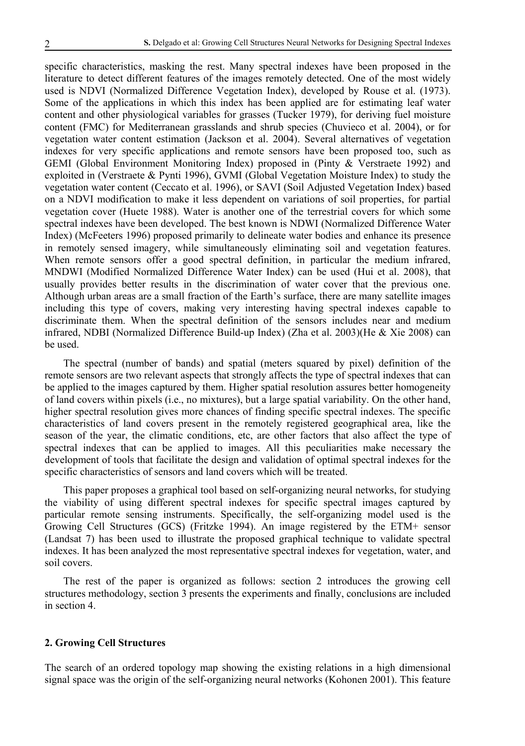specific characteristics, masking the rest. Many spectral indexes have been proposed in the literature to detect different features of the images remotely detected. One of the most widely used is NDVI (Normalized Difference Vegetation Index), developed by Rouse et al. (1973). Some of the applications in which this index has been applied are for estimating leaf water content and other physiological variables for grasses (Tucker 1979), for deriving fuel moisture content (FMC) for Mediterranean grasslands and shrub species (Chuvieco et al. 2004), or for vegetation water content estimation (Jackson et al. 2004). Several alternatives of vegetation indexes for very specific applications and remote sensors have been proposed too, such as GEMI (Global Environment Monitoring Index) proposed in (Pinty & Verstraete 1992) and exploited in (Verstraete & Pynti 1996), GVMI (Global Vegetation Moisture Index) to study the vegetation water content (Ceccato et al. 1996), or SAVI (Soil Adjusted Vegetation Index) based on a NDVI modification to make it less dependent on variations of soil properties, for partial vegetation cover (Huete 1988). Water is another one of the terrestrial covers for which some spectral indexes have been developed. The best known is NDWI (Normalized Difference Water Index) (McFeeters 1996) proposed primarily to delineate water bodies and enhance its presence in remotely sensed imagery, while simultaneously eliminating soil and vegetation features. When remote sensors offer a good spectral definition, in particular the medium infrared, MNDWI (Modified Normalized Difference Water Index) can be used (Hui et al. 2008), that usually provides better results in the discrimination of water cover that the previous one. Although urban areas are a small fraction of the Earth's surface, there are many satellite images including this type of covers, making very interesting having spectral indexes capable to discriminate them. When the spectral definition of the sensors includes near and medium infrared, NDBI (Normalized Difference Build-up Index) (Zha et al. 2003)(He & Xie 2008) can be used.

The spectral (number of bands) and spatial (meters squared by pixel) definition of the remote sensors are two relevant aspects that strongly affects the type of spectral indexes that can be applied to the images captured by them. Higher spatial resolution assures better homogeneity of land covers within pixels (i.e., no mixtures), but a large spatial variability. On the other hand, higher spectral resolution gives more chances of finding specific spectral indexes. The specific characteristics of land covers present in the remotely registered geographical area, like the season of the year, the climatic conditions, etc, are other factors that also affect the type of spectral indexes that can be applied to images. All this peculiarities make necessary the development of tools that facilitate the design and validation of optimal spectral indexes for the specific characteristics of sensors and land covers which will be treated.

This paper proposes a graphical tool based on self-organizing neural networks, for studying the viability of using different spectral indexes for specific spectral images captured by particular remote sensing instruments. Specifically, the self-organizing model used is the Growing Cell Structures (GCS) (Fritzke 1994). An image registered by the ETM+ sensor (Landsat 7) has been used to illustrate the proposed graphical technique to validate spectral indexes. It has been analyzed the most representative spectral indexes for vegetation, water, and soil covers.

The rest of the paper is organized as follows: section 2 introduces the growing cell structures methodology, section 3 presents the experiments and finally, conclusions are included in section 4.

## 2. Growing Cell Structures

The search of an ordered topology map showing the existing relations in a high dimensional signal space was the origin of the self-organizing neural networks (Kohonen 2001). This feature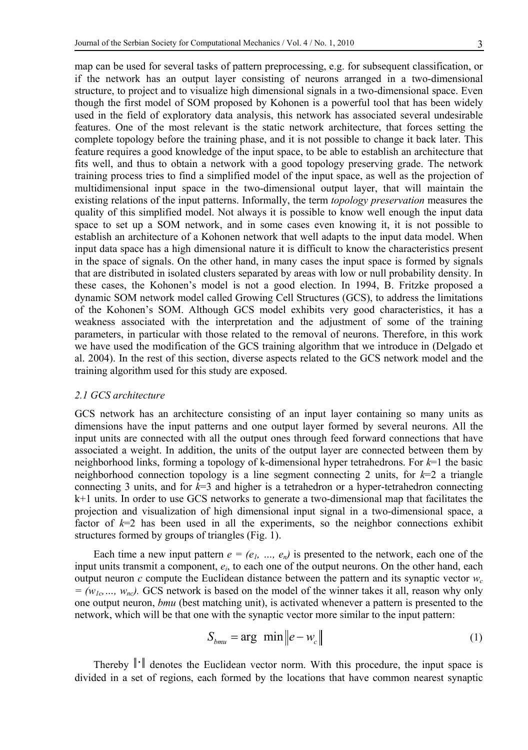map can be used for several tasks of pattern preprocessing, e.g. for subsequent classification, or if the network has an output layer consisting of neurons arranged in a two-dimensional structure, to project and to visualize high dimensional signals in a two-dimensional space. Even though the first model of SOM proposed by Kohonen is a powerful tool that has been widely used in the field of exploratory data analysis, this network has associated several undesirable features. One of the most relevant is the static network architecture, that forces setting the complete topology before the training phase, and it is not possible to change it back later. This feature requires a good knowledge of the input space, to be able to establish an architecture that fits well, and thus to obtain a network with a good topology preserving grade. The network training process tries to find a simplified model of the input space, as well as the projection of multidimensional input space in the two-dimensional output layer, that will maintain the existing relations of the input patterns. Informally, the term *topology preservation* measures the quality of this simplified model. Not always it is possible to know well enough the input data space to set up a SOM network, and in some cases even knowing it, it is not possible to establish an architecture of a Kohonen network that well adapts to the input data model. When input data space has a high dimensional nature it is difficult to know the characteristics present in the space of signals. On the other hand, in many cases the input space is formed by signals that are distributed in isolated clusters separated by areas with low or null probability density. In these cases, the Kohonen's model is not a good election. In 1994, B. Fritzke proposed a dynamic SOM network model called Growing Cell Structures (GCS), to address the limitations of the Kohonen's SOM. Although GCS model exhibits very good characteristics, it has a weakness associated with the interpretation and the adjustment of some of the training parameters, in particular with those related to the removal of neurons. Therefore, in this work we have used the modification of the GCS training algorithm that we introduce in (Delgado et al. 2004). In the rest of this section, diverse aspects related to the GCS network model and the training algorithm used for this study are exposed.

### *2.1 GCS architecture*

GCS network has an architecture consisting of an input layer containing so many units as dimensions have the input patterns and one output layer formed by several neurons. All the input units are connected with all the output ones through feed forward connections that have associated a weight. In addition, the units of the output layer are connected between them by neighborhood links, forming a topology of k-dimensional hyper tetrahedrons. For $k$=1 the basic neighborhood connection topology is a line segment connecting 2 units, for $k$=2 a triangle connecting 3 units, and for $k$=3 and higher is a tetrahedron or a hyper-tetrahedron connecting k+1 units. In order to use GCS networks to generate a two-dimensional map that facilitates the projection and visualization of high dimensional input signal in a two-dimensional space, a factor of $k$=2 has been used in all the experiments, so the neighbor connections exhibit structures formed by groups of triangles (Fig. 1).

Each time a new input pattern $e = (e_1, \ldots, e_n)$ is presented to the network, each one of the input units transmit a component, $e_i$, to each one of the output neurons. On the other hand, each output neuron $c$ compute the Euclidean distance between the pattern and its synaptic vector $w_c = (w_{1c}, \ldots, w_{nc})$. GCS network is based on the model of the winner takes it all, reason why only one output neuron, *bmu* (best matching unit), is activated whenever a pattern is presented to the network, which will be that one with the synaptic vector more similar to the input pattern:

$$S_{bmu} = \arg\ \min \left\| e - w_c \right\| \tag{1}$$

Thereby $\|\cdot\|$ denotes the Euclidean vector norm. With this procedure, the input space is divided in a set of regions, each formed by the locations that have common nearest synaptic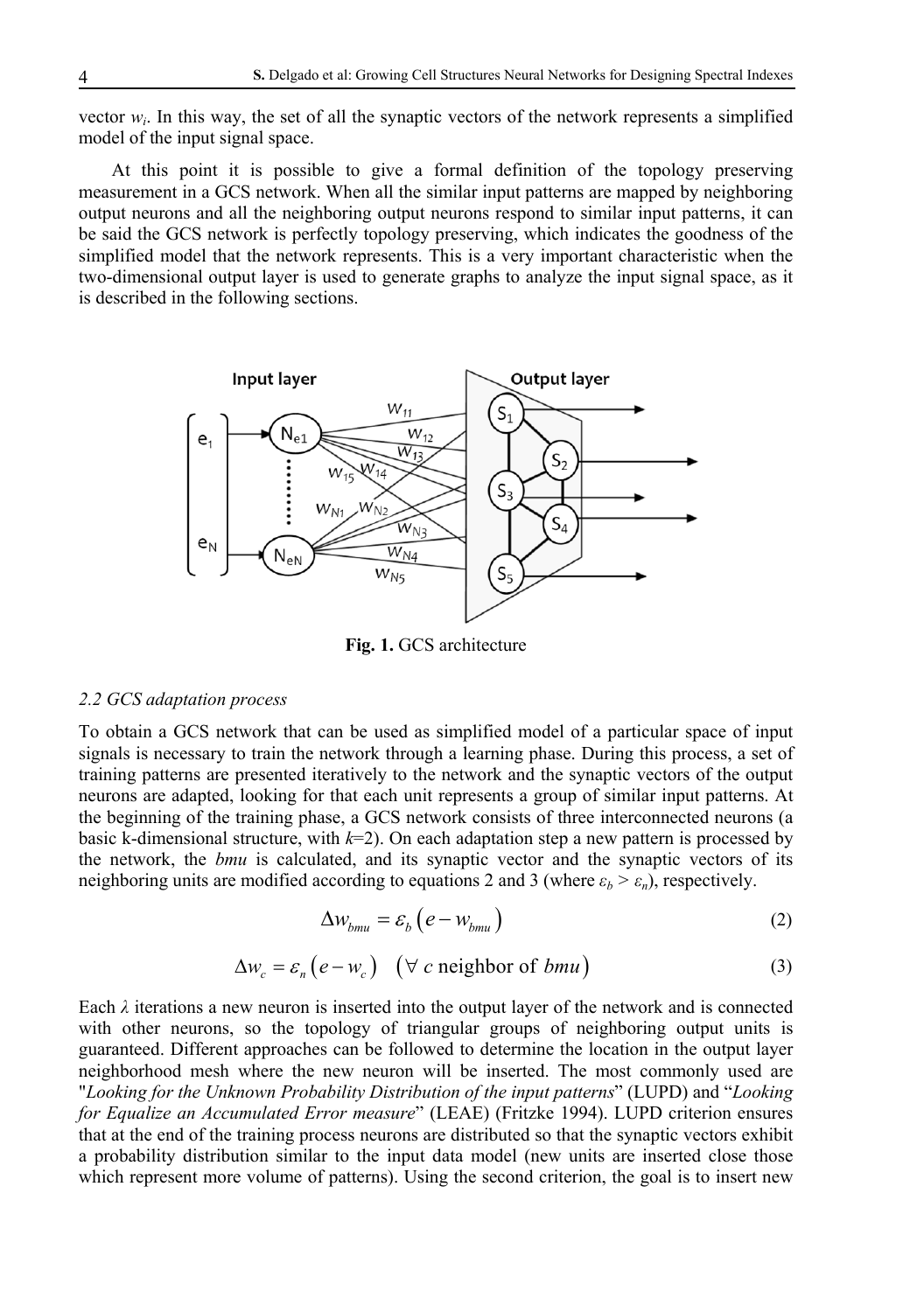vector $w_i$. In this way, the set of all the synaptic vectors of the network represents a simplified model of the input signal space.

At this point it is possible to give a formal definition of the topology preserving measurement in a GCS network. When all the similar input patterns are mapped by neighboring output neurons and all the neighboring output neurons respond to similar input patterns, it can be said the GCS network is perfectly topology preserving, which indicates the goodness of the simplified model that the network represents. This is a very important characteristic when the two-dimensional output layer is used to generate graphs to analyze the input signal space, as it is described in the following sections.

**Fig. 1.** GCS architecture

### *2.2 GCS adaptation process*

To obtain a GCS network that can be used as simplified model of a particular space of input signals is necessary to train the network through a learning phase. During this process, a set of training patterns are presented iteratively to the network and the synaptic vectors of the output neurons are adapted, looking for that each unit represents a group of similar input patterns. At the beginning of the training phase, a GCS network consists of three interconnected neurons (a basic k-dimensional structure, with $k$=2). On each adaptation step a new pattern is processed by the network, the *bmu* is calculated, and its synaptic vector and the synaptic vectors of its neighboring units are modified according to equations 2 and 3 (where $\varepsilon_b > \varepsilon_n$), respectively.

$$\Delta w_{bmu} = \varepsilon_b \left( e - w_{bmu} \right) \tag{2}$$

$$\Delta w_c = \varepsilon_n \left( e - w_c \right) \quad \left( \forall \ c \text{ neighbor of } bmu \right) \tag{3}$$

Each $\lambda$ iterations a new neuron is inserted into the output layer of the network and is connected with other neurons, so the topology of triangular groups of neighboring output units is guaranteed. Different approaches can be followed to determine the location in the output layer neighborhood mesh where the new neuron will be inserted. The most commonly used are "*Looking for the Unknown Probability Distribution of the input patterns*" (LUPD) and "*Looking for Equalize an Accumulated Error measure*" (LEAE) (Fritzke 1994). LUPD criterion ensures that at the end of the training process neurons are distributed so that the synaptic vectors exhibit a probability distribution similar to the input data model (new units are inserted close those which represent more volume of patterns). Using the second criterion, the goal is to insert new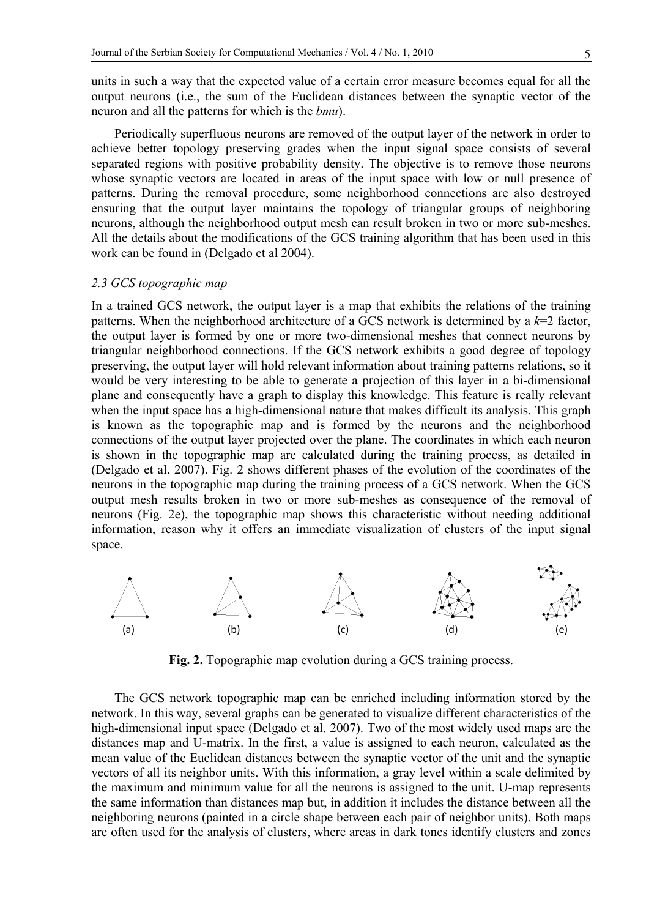units in such a way that the expected value of a certain error measure becomes equal for all the output neurons (i.e., the sum of the Euclidean distances between the synaptic vector of the neuron and all the patterns for which is the *bmu*).

Periodically superfluous neurons are removed of the output layer of the network in order to achieve better topology preserving grades when the input signal space consists of several separated regions with positive probability density. The objective is to remove those neurons whose synaptic vectors are located in areas of the input space with low or null presence of patterns. During the removal procedure, some neighborhood connections are also destroyed ensuring that the output layer maintains the topology of triangular groups of neighboring neurons, although the neighborhood output mesh can result broken in two or more sub-meshes. All the details about the modifications of the GCS training algorithm that has been used in this work can be found in (Delgado et al 2004).

### *2.3 GCS topographic map*

In a trained GCS network, the output layer is a map that exhibits the relations of the training patterns. When the neighborhood architecture of a GCS network is determined by a $k$=2 factor, the output layer is formed by one or more two-dimensional meshes that connect neurons by triangular neighborhood connections. If the GCS network exhibits a good degree of topology preserving, the output layer will hold relevant information about training patterns relations, so it would be very interesting to be able to generate a projection of this layer in a bi-dimensional plane and consequently have a graph to display this knowledge. This feature is really relevant when the input space has a high-dimensional nature that makes difficult its analysis. This graph is known as the topographic map and is formed by the neurons and the neighborhood connections of the output layer projected over the plane. The coordinates in which each neuron is shown in the topographic map are calculated during the training process, as detailed in (Delgado et al. 2007). Fig. 2 shows different phases of the evolution of the coordinates of the neurons in the topographic map during the training process of a GCS network. When the GCS output mesh results broken in two or more sub-meshes as consequence of the removal of neurons (Fig. 2e), the topographic map shows this characteristic without needing additional information, reason why it offers an immediate visualization of clusters of the input signal space.

(a) (b) (c) (d) (e)

**Fig. 2.** Topographic map evolution during a GCS training process.

The GCS network topographic map can be enriched including information stored by the network. In this way, several graphs can be generated to visualize different characteristics of the high-dimensional input space (Delgado et al. 2007). Two of the most widely used maps are the distances map and U-matrix. In the first, a value is assigned to each neuron, calculated as the mean value of the Euclidean distances between the synaptic vector of the unit and the synaptic vectors of all its neighbor units. With this information, a gray level within a scale delimited by the maximum and minimum value for all the neurons is assigned to the unit. U-map represents the same information than distances map but, in addition it includes the distance between all the neighboring neurons (painted in a circle shape between each pair of neighbor units). Both maps are often used for the analysis of clusters, where areas in dark tones identify clusters and zones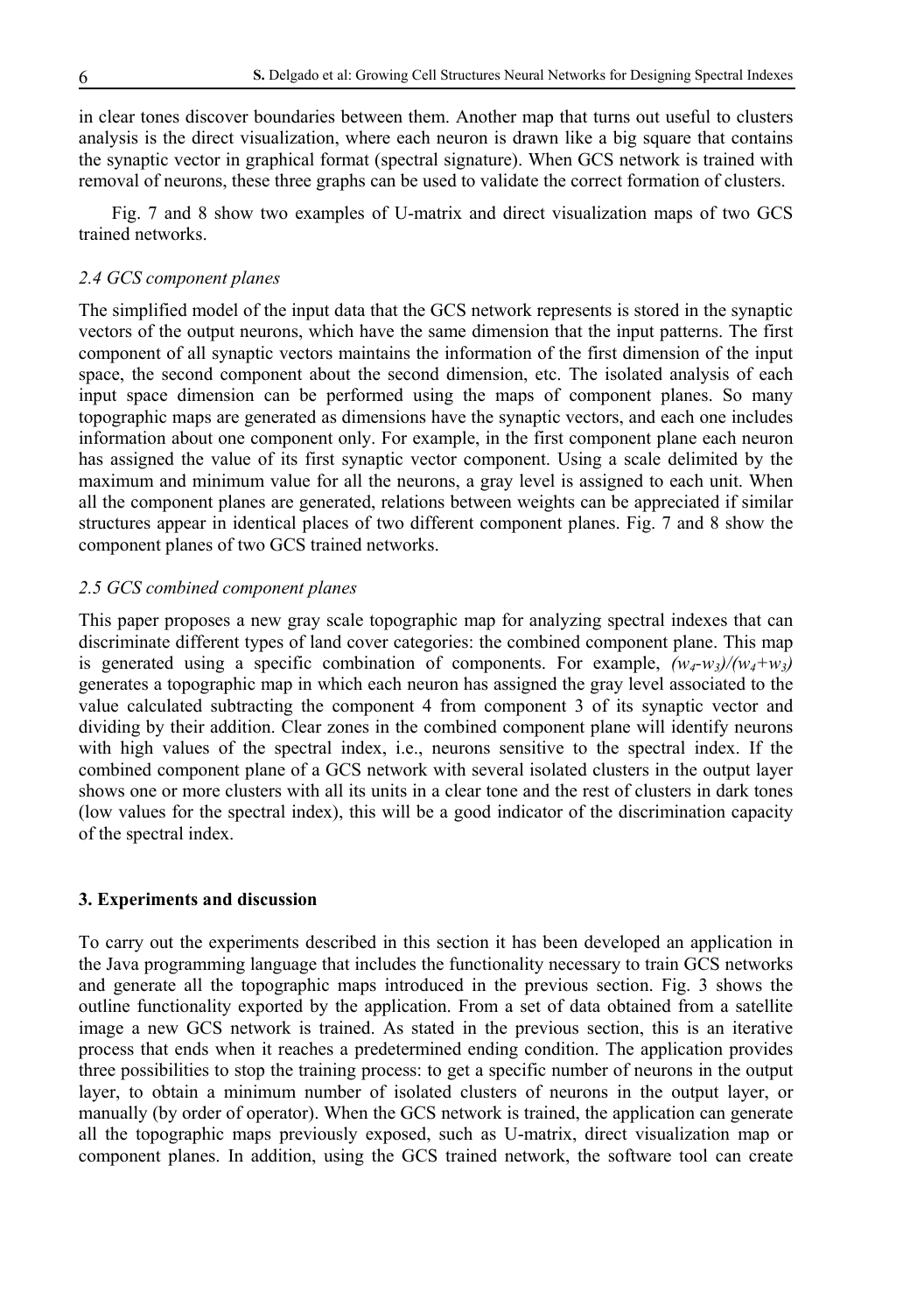in clear tones discover boundaries between them. Another map that turns out useful to clusters analysis is the direct visualization, where each neuron is drawn like a big square that contains the synaptic vector in graphical format (spectral signature). When GCS network is trained with removal of neurons, these three graphs can be used to validate the correct formation of clusters.

Fig. 7 and 8 show two examples of U-matrix and direct visualization maps of two GCS trained networks.

### *2.4 GCS component planes*

The simplified model of the input data that the GCS network represents is stored in the synaptic vectors of the output neurons, which have the same dimension that the input patterns. The first component of all synaptic vectors maintains the information of the first dimension of the input space, the second component about the second dimension, etc. The isolated analysis of each input space dimension can be performed using the maps of component planes. So many topographic maps are generated as dimensions have the synaptic vectors, and each one includes information about one component only. For example, in the first component plane each neuron has assigned the value of its first synaptic vector component. Using a scale delimited by the maximum and minimum value for all the neurons, a gray level is assigned to each unit. When all the component planes are generated, relations between weights can be appreciated if similar structures appear in identical places of two different component planes. Fig. 7 and 8 show the component planes of two GCS trained networks.

### *2.5 GCS combined component planes*

This paper proposes a new gray scale topographic map for analyzing spectral indexes that can discriminate different types of land cover categories: the combined component plane. This map is generated using a specific combination of components. For example, $(w_4-w_3)/(w_4+w_3)$ generates a topographic map in which each neuron has assigned the gray level associated to the value calculated subtracting the component 4 from component 3 of its synaptic vector and dividing by their addition. Clear zones in the combined component plane will identify neurons with high values of the spectral index, i.e., neurons sensitive to the spectral index. If the combined component plane of a GCS network with several isolated clusters in the output layer shows one or more clusters with all its units in a clear tone and the rest of clusters in dark tones (low values for the spectral index), this will be a good indicator of the discrimination capacity of the spectral index.

## 3. Experiments and discussion

To carry out the experiments described in this section it has been developed an application in the Java programming language that includes the functionality necessary to train GCS networks and generate all the topographic maps introduced in the previous section. Fig. 3 shows the outline functionality exported by the application. From a set of data obtained from a satellite image a new GCS network is trained. As stated in the previous section, this is an iterative process that ends when it reaches a predetermined ending condition. The application provides three possibilities to stop the training process: to get a specific number of neurons in the output layer, to obtain a minimum number of isolated clusters of neurons in the output layer, or manually (by order of operator). When the GCS network is trained, the application can generate all the topographic maps previously exposed, such as U-matrix, direct visualization map or component planes. In addition, using the GCS trained network, the software tool can create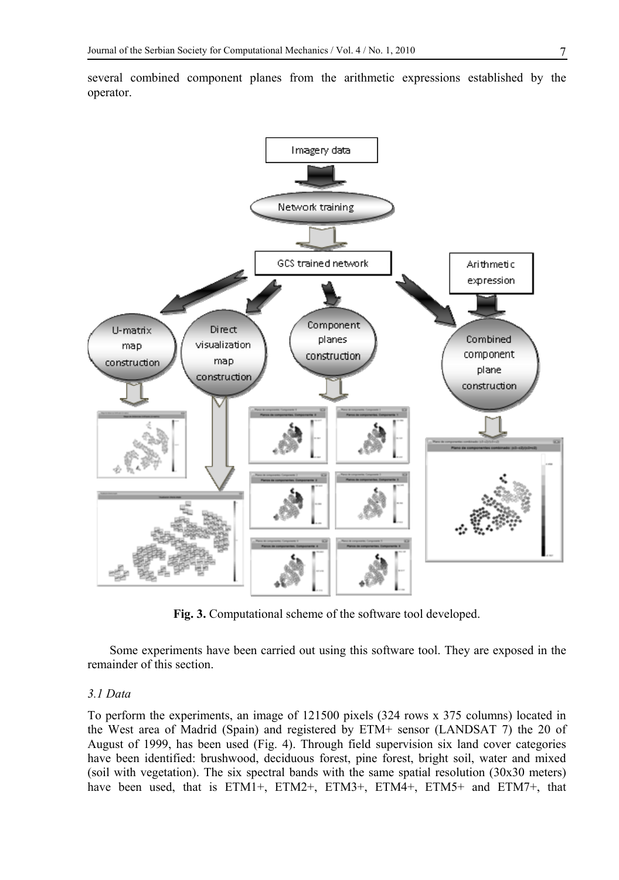several combined component planes from the arithmetic expressions established by the operator.

**Fig. 3.** Computational scheme of the software tool developed.

Some experiments have been carried out using this software tool. They are exposed in the remainder of this section.

### *3.1 Data*

To perform the experiments, an image of 121500 pixels (324 rows x 375 columns) located in the West area of Madrid (Spain) and registered by ETM+ sensor (LANDSAT 7) the 20 of August of 1999, has been used (Fig. 4). Through field supervision six land cover categories have been identified: brushwood, deciduous forest, pine forest, bright soil, water and mixed (soil with vegetation). The six spectral bands with the same spatial resolution (30x30 meters) have been used, that is ETM1+, ETM2+, ETM3+, ETM4+, ETM5+ and ETM7+, that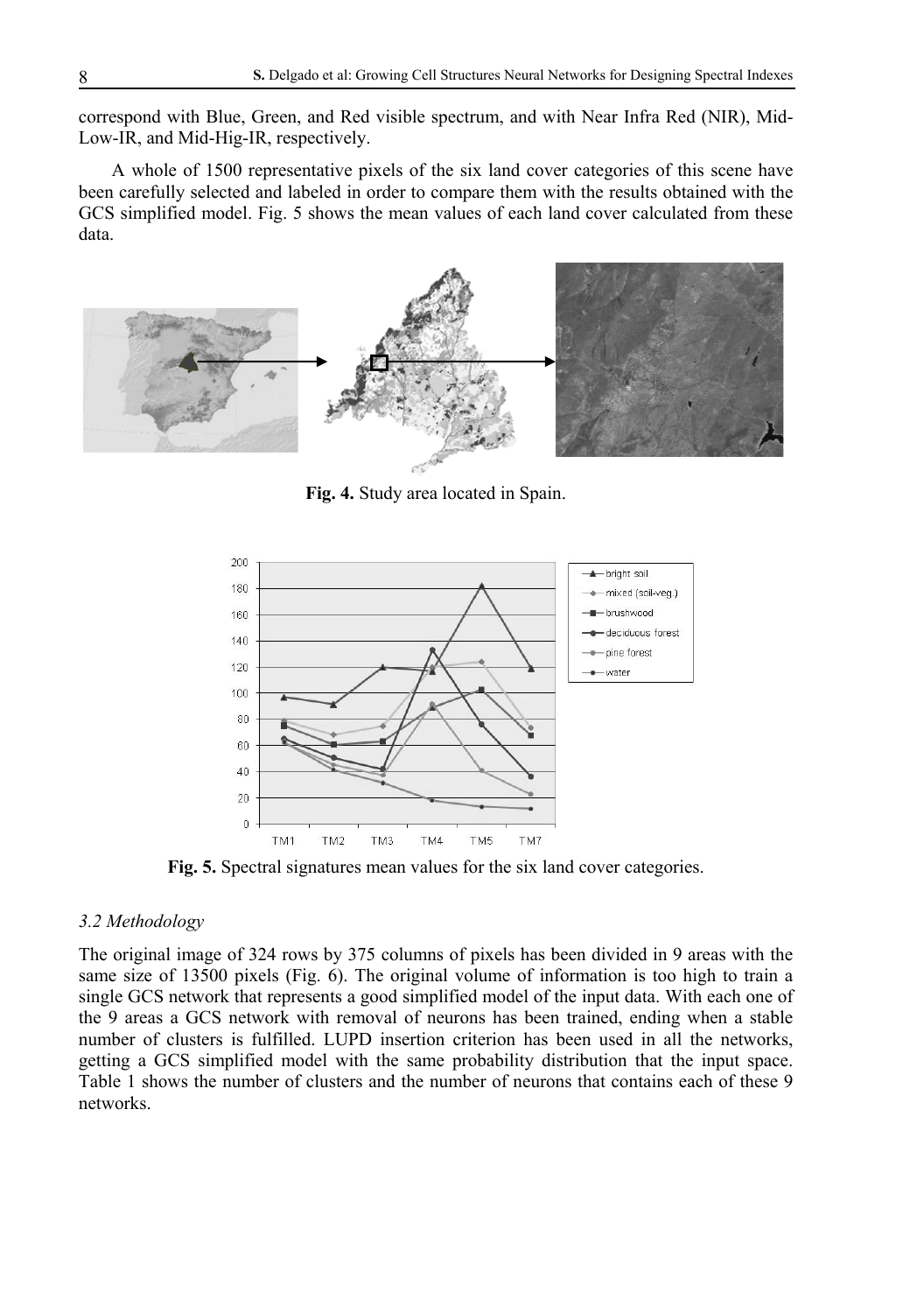correspond with Blue, Green, and Red visible spectrum, and with Near Infra Red (NIR), Mid-Low-IR, and Mid-Hig-IR, respectively.

A whole of 1500 representative pixels of the six land cover categories of this scene have been carefully selected and labeled in order to compare them with the results obtained with the GCS simplified model. Fig. 5 shows the mean values of each land cover calculated from these data.

**Fig. 4.** Study area located in Spain.

**Fig. 5.** Spectral signatures mean values for the six land cover categories.

### *3.2 Methodology*

The original image of 324 rows by 375 columns of pixels has been divided in 9 areas with the same size of 13500 pixels (Fig. 6). The original volume of information is too high to train a single GCS network that represents a good simplified model of the input data. With each one of the 9 areas a GCS network with removal of neurons has been trained, ending when a stable number of clusters is fulfilled. LUPD insertion criterion has been used in all the networks, getting a GCS simplified model with the same probability distribution that the input space. Table 1 shows the number of clusters and the number of neurons that contains each of these 9 networks.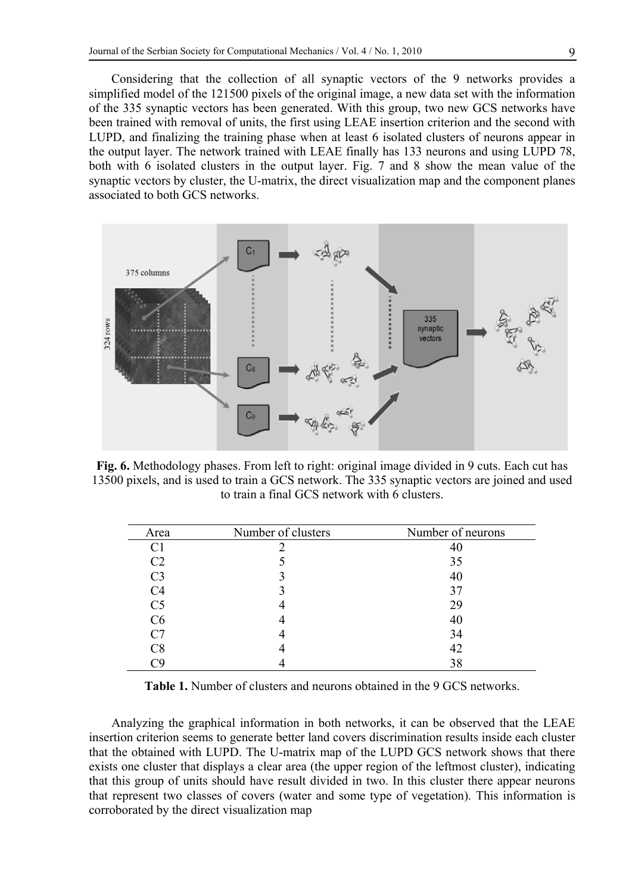Considering that the collection of all synaptic vectors of the 9 networks provides a simplified model of the 121500 pixels of the original image, a new data set with the information of the 335 synaptic vectors has been generated. With this group, two new GCS networks have been trained with removal of units, the first using LEAE insertion criterion and the second with LUPD, and finalizing the training phase when at least 6 isolated clusters of neurons appear in the output layer. The network trained with LEAE finally has 133 neurons and using LUPD 78, both with 6 isolated clusters in the output layer. Fig. 7 and 8 show the mean value of the synaptic vectors by cluster, the U-matrix, the direct visualization map and the component planes associated to both GCS networks.

**Fig. 6.** Methodology phases. From left to right: original image divided in 9 cuts. Each cut has 13500 pixels, and is used to train a GCS network. The 335 synaptic vectors are joined and used to train a final GCS network with 6 clusters.

| Area | Number of clusters | Number of neurons |
|---|---|---|
| C1 | 2 | 40 |
| C2 | 5 | 35 |
| C3 | 3 | 40 |
| C4 | 3 | 37 |
| C5 | 4 | 29 |
| C6 | 4 | 40 |
| C7 | 4 | 34 |
| C8 | 4 | 42 |
| C9 | 4 | 38 |

**Table 1.** Number of clusters and neurons obtained in the 9 GCS networks.

Analyzing the graphical information in both networks, it can be observed that the LEAE insertion criterion seems to generate better land covers discrimination results inside each cluster that the obtained with LUPD. The U-matrix map of the LUPD GCS network shows that there exists one cluster that displays a clear area (the upper region of the leftmost cluster), indicating that this group of units should have result divided in two. In this cluster there appear neurons that represent two classes of covers (water and some type of vegetation). This information is corroborated by the direct visualization map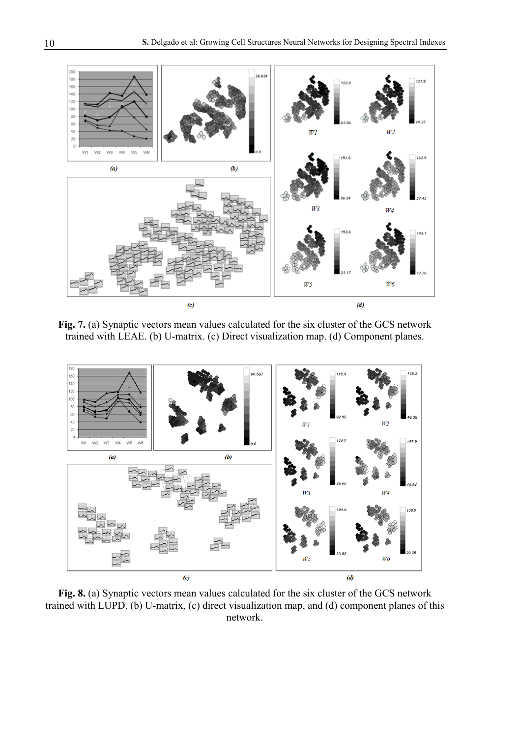**Fig. 7.** (a) Synaptic vectors mean values calculated for the six cluster of the GCS network trained with LEAE. (b) U-matrix. (c) Direct visualization map. (d) Component planes.

**Fig. 8.** (a) Synaptic vectors mean values calculated for the six cluster of the GCS network trained with LUPD. (b) U-matrix, (c) direct visualization map, and (d) component planes of this network.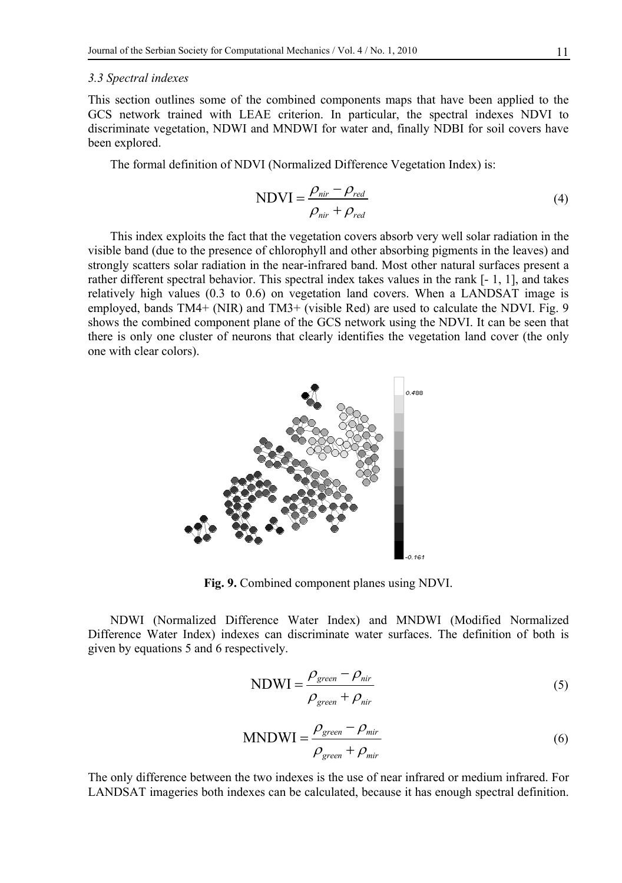### 3.3 Spectral indexes

This section outlines some of the combined components maps that have been applied to the GCS network trained with LEAE criterion. In particular, the spectral indexes NDVI to discriminate vegetation, NDWI and MNDWI for water and, finally NDBI for soil covers have been explored.

The formal definition of NDVI (Normalized Difference Vegetation Index) is:

$$\mathrm{NDVI} = \frac{\rho_{nir} - \rho_{red}}{\rho_{nir} + \rho_{red}} \tag{4}$$

This index exploits the fact that the vegetation covers absorb very well solar radiation in the visible band (due to the presence of chlorophyll and other absorbing pigments in the leaves) and strongly scatters solar radiation in the near-infrared band. Most other natural surfaces present a rather different spectral behavior. This spectral index takes values in the rank [- 1, 1], and takes relatively high values (0.3 to 0.6) on vegetation land covers. When a LANDSAT image is employed, bands TM4+ (NIR) and TM3+ (visible Red) are used to calculate the NDVI. Fig. 9 shows the combined component plane of the GCS network using the NDVI. It can be seen that there is only one cluster of neurons that clearly identifies the vegetation land cover (the only one with clear colors).

**Fig. 9.** Combined component planes using NDVI.

NDWI (Normalized Difference Water Index) and MNDWI (Modified Normalized Difference Water Index) indexes can discriminate water surfaces. The definition of both is given by equations 5 and 6 respectively.

$$\mathrm{NDWI} = \frac{\rho_{green} - \rho_{nir}}{\rho_{green} + \rho_{nir}} \tag{5}$$

$$\mathrm{MNDWI} = \frac{\rho_{green} - \rho_{mir}}{\rho_{green} + \rho_{mir}} \tag{6}$$

The only difference between the two indexes is the use of near infrared or medium infrared. For LANDSAT imageries both indexes can be calculated, because it has enough spectral definition.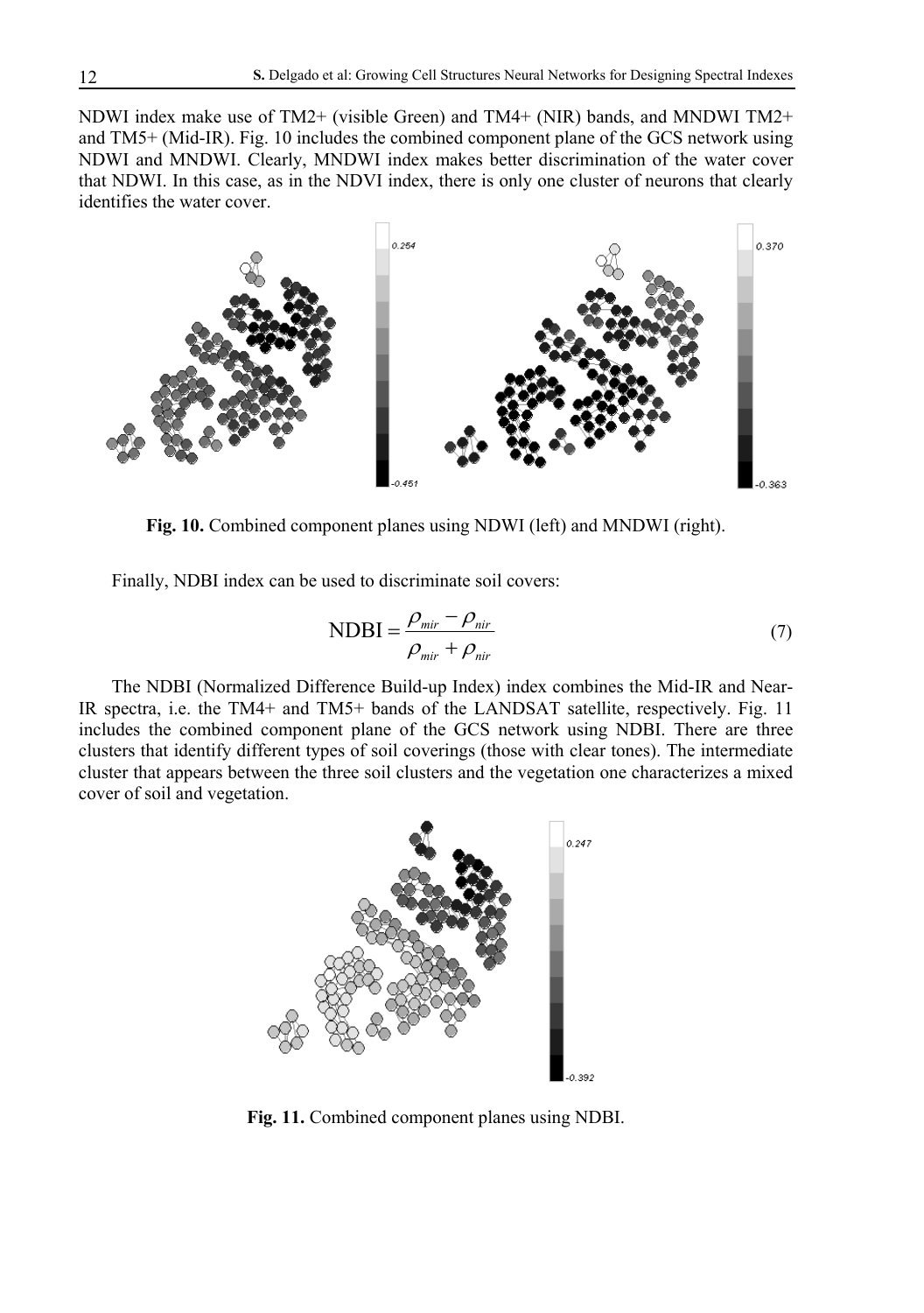NDWI index make use of TM2+ (visible Green) and TM4+ (NIR) bands, and MNDWI TM2+ and TM5+ (Mid-IR). Fig. 10 includes the combined component plane of the GCS network using NDWI and MNDWI. Clearly, MNDWI index makes better discrimination of the water cover that NDWI. In this case, as in the NDVI index, there is only one cluster of neurons that clearly identifies the water cover.

**Fig. 10.** Combined component planes using NDWI (left) and MNDWI (right).

Finally, NDBI index can be used to discriminate soil covers:

$$\text{NDBI} = \frac{\rho_{mir} - \rho_{nir}}{\rho_{mir} + \rho_{nir}} \tag{7}$$

The NDBI (Normalized Difference Build-up Index) index combines the Mid-IR and Near-IR spectra, i.e. the TM4+ and TM5+ bands of the LANDSAT satellite, respectively. Fig. 11 includes the combined component plane of the GCS network using NDBI. There are three clusters that identify different types of soil coverings (those with clear tones). The intermediate cluster that appears between the three soil clusters and the vegetation one characterizes a mixed cover of soil and vegetation.

**Fig. 11.** Combined component planes using NDBI.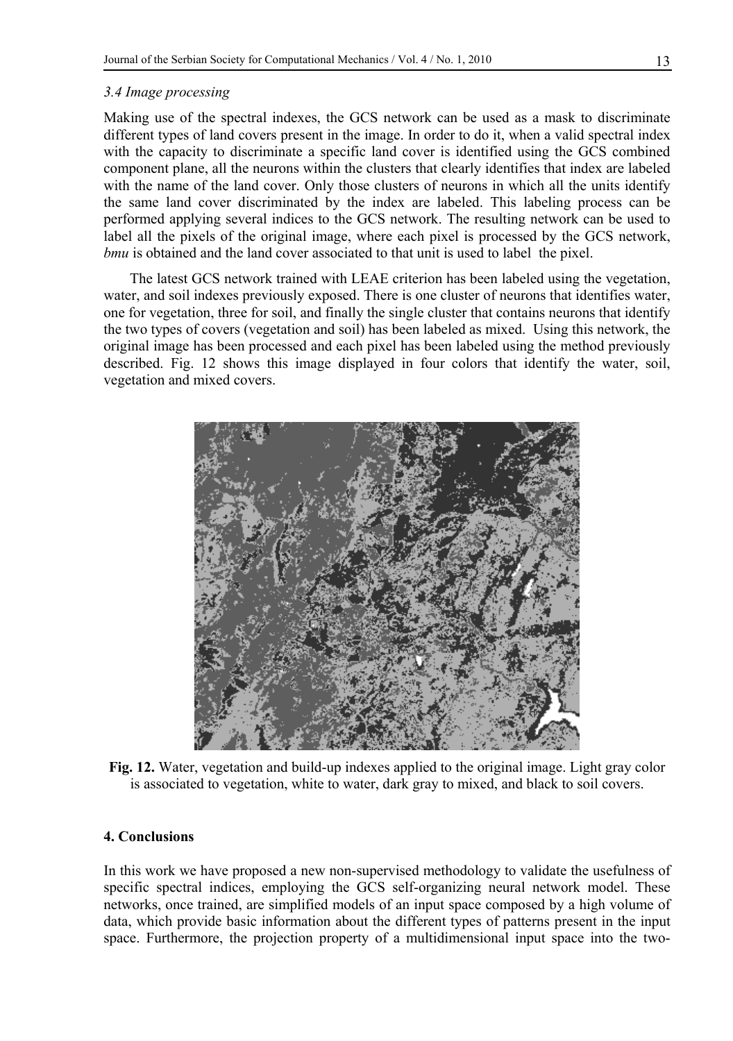### *3.4 Image processing*

Making use of the spectral indexes, the GCS network can be used as a mask to discriminate different types of land covers present in the image. In order to do it, when a valid spectral index with the capacity to discriminate a specific land cover is identified using the GCS combined component plane, all the neurons within the clusters that clearly identifies that index are labeled with the name of the land cover. Only those clusters of neurons in which all the units identify the same land cover discriminated by the index are labeled. This labeling process can be performed applying several indices to the GCS network. The resulting network can be used to label all the pixels of the original image, where each pixel is processed by the GCS network, *bmu* is obtained and the land cover associated to that unit is used to label the pixel.

The latest GCS network trained with LEAE criterion has been labeled using the vegetation, water, and soil indexes previously exposed. There is one cluster of neurons that identifies water, one for vegetation, three for soil, and finally the single cluster that contains neurons that identify the two types of covers (vegetation and soil) has been labeled as mixed. Using this network, the original image has been processed and each pixel has been labeled using the method previously described. Fig. 12 shows this image displayed in four colors that identify the water, soil, vegetation and mixed covers.

**Fig. 12.** Water, vegetation and build-up indexes applied to the original image. Light gray color is associated to vegetation, white to water, dark gray to mixed, and black to soil covers.

## 4. Conclusions

In this work we have proposed a new non-supervised methodology to validate the usefulness of specific spectral indices, employing the GCS self-organizing neural network model. These networks, once trained, are simplified models of an input space composed by a high volume of data, which provide basic information about the different types of patterns present in the input space. Furthermore, the projection property of a multidimensional input space into the two-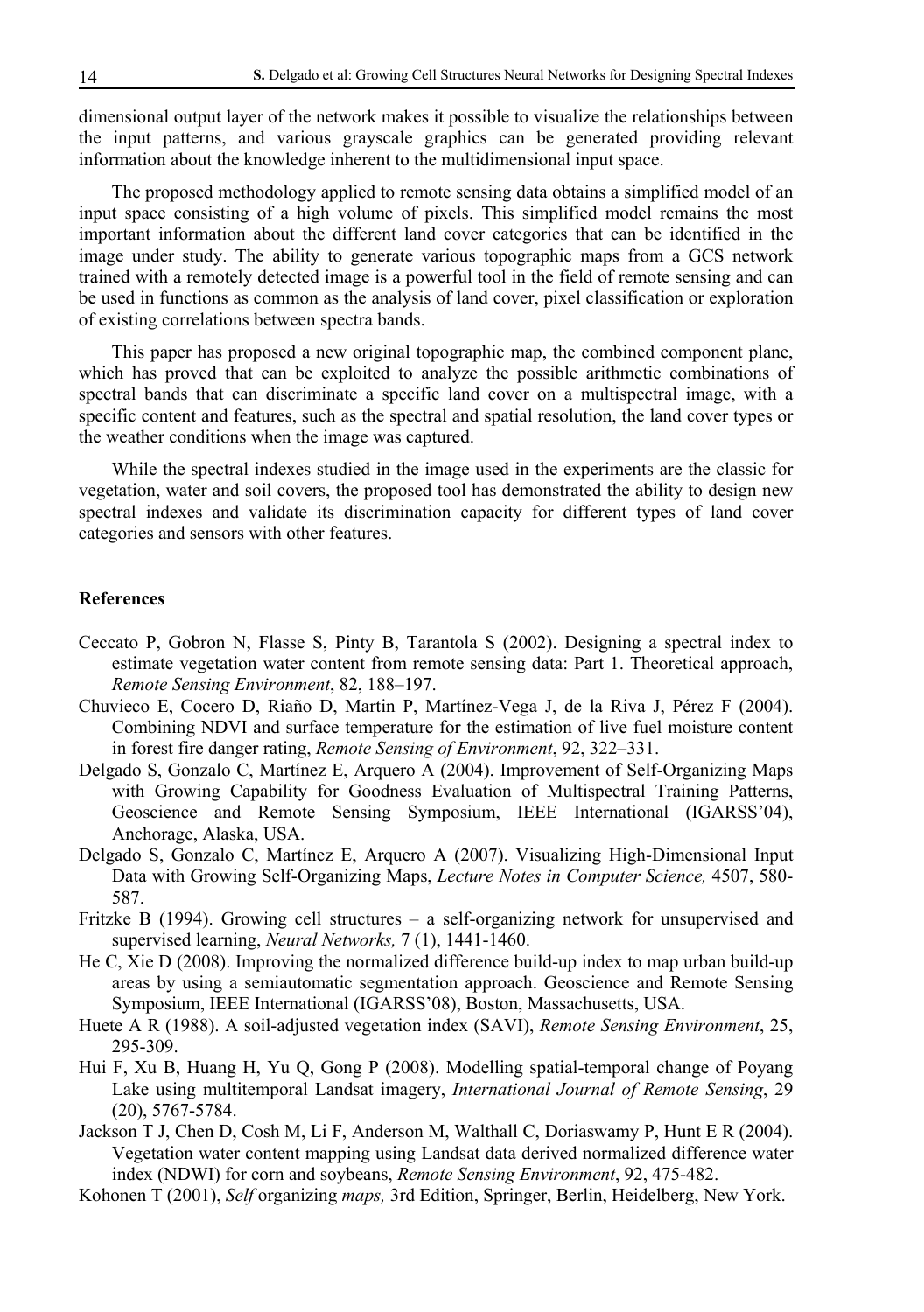dimensional output layer of the network makes it possible to visualize the relationships between the input patterns, and various grayscale graphics can be generated providing relevant information about the knowledge inherent to the multidimensional input space.

The proposed methodology applied to remote sensing data obtains a simplified model of an input space consisting of a high volume of pixels. This simplified model remains the most important information about the different land cover categories that can be identified in the image under study. The ability to generate various topographic maps from a GCS network trained with a remotely detected image is a powerful tool in the field of remote sensing and can be used in functions as common as the analysis of land cover, pixel classification or exploration of existing correlations between spectra bands.

This paper has proposed a new original topographic map, the combined component plane, which has proved that can be exploited to analyze the possible arithmetic combinations of spectral bands that can discriminate a specific land cover on a multispectral image, with a specific content and features, such as the spectral and spatial resolution, the land cover types or the weather conditions when the image was captured.

While the spectral indexes studied in the image used in the experiments are the classic for vegetation, water and soil covers, the proposed tool has demonstrated the ability to design new spectral indexes and validate its discrimination capacity for different types of land cover categories and sensors with other features.

### References

Ceccato P, Gobron N, Flasse S, Pinty B, Tarantola S (2002). Designing a spectral index to estimate vegetation water content from remote sensing data: Part 1. Theoretical approach, *Remote Sensing Environment*, 82, 188–197.

Chuvieco E, Cocero D, Riaño D, Martin P, Martínez-Vega J, de la Riva J, Pérez F (2004). Combining NDVI and surface temperature for the estimation of live fuel moisture content in forest fire danger rating, *Remote Sensing of Environment*, 92, 322–331.

Delgado S, Gonzalo C, Martínez E, Arquero A (2004). Improvement of Self-Organizing Maps with Growing Capability for Goodness Evaluation of Multispectral Training Patterns, Geoscience and Remote Sensing Symposium, IEEE International (IGARSS'04), Anchorage, Alaska, USA.

Delgado S, Gonzalo C, Martínez E, Arquero A (2007). Visualizing High-Dimensional Input Data with Growing Self-Organizing Maps, *Lecture Notes in Computer Science,* 4507, 580-587.

Fritzke B (1994). Growing cell structures – a self-organizing network for unsupervised and supervised learning, *Neural Networks,* 7 (1), 1441-1460.

He C, Xie D (2008). Improving the normalized difference build-up index to map urban build-up areas by using a semiautomatic segmentation approach. Geoscience and Remote Sensing Symposium, IEEE International (IGARSS'08), Boston, Massachusetts, USA.

Huete A R (1988). A soil-adjusted vegetation index (SAVI), *Remote Sensing Environment*, 25, 295-309.

Hui F, Xu B, Huang H, Yu Q, Gong P (2008). Modelling spatial-temporal change of Poyang Lake using multitemporal Landsat imagery, *International Journal of Remote Sensing*, 29 (20), 5767-5784.

Jackson T J, Chen D, Cosh M, Li F, Anderson M, Walthall C, Doriaswamy P, Hunt E R (2004). Vegetation water content mapping using Landsat data derived normalized difference water index (NDWI) for corn and soybeans, *Remote Sensing Environment*, 92, 475-482.

Kohonen T (2001), *Self* organizing *maps,* 3rd Edition, Springer, Berlin, Heidelberg, New York.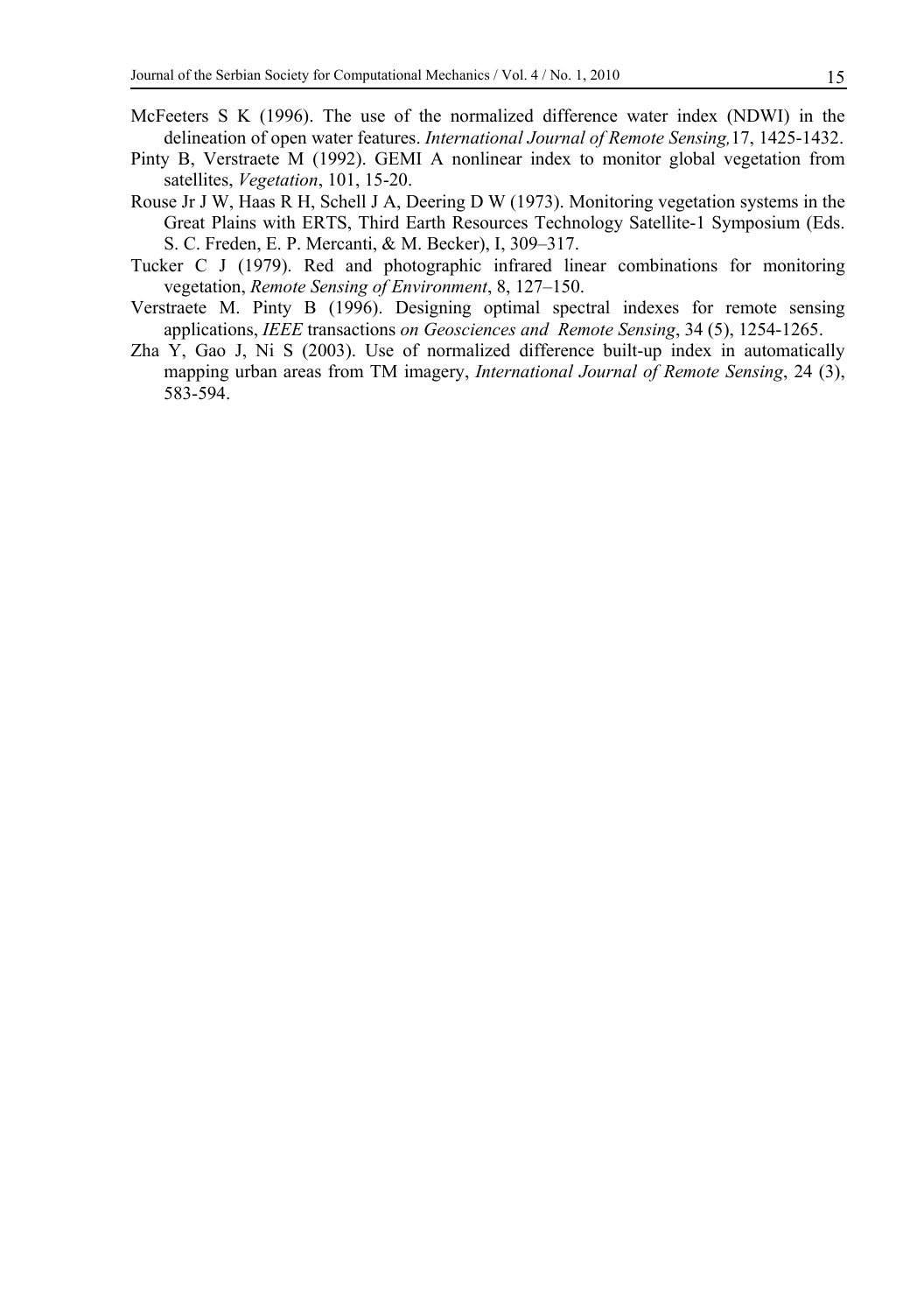McFeeters S K (1996). The use of the normalized difference water index (NDWI) in the delineation of open water features. *International Journal of Remote Sensing,*17, 1425-1432.

Pinty B, Verstraete M (1992). GEMI A nonlinear index to monitor global vegetation from satellites, *Vegetation*, 101, 15-20.

Rouse Jr J W, Haas R H, Schell J A, Deering D W (1973). Monitoring vegetation systems in the Great Plains with ERTS, Third Earth Resources Technology Satellite-1 Symposium (Eds. S. C. Freden, E. P. Mercanti, & M. Becker), I, 309–317.

Tucker C J (1979). Red and photographic infrared linear combinations for monitoring vegetation, *Remote Sensing of Environment*, 8, 127–150.

Verstraete M. Pinty B (1996). Designing optimal spectral indexes for remote sensing applications, *IEEE* transactions *on Geosciences and Remote Sensing*, 34 (5), 1254-1265.

Zha Y, Gao J, Ni S (2003). Use of normalized difference built-up index in automatically mapping urban areas from TM imagery, *International Journal of Remote Sensing*, 24 (3), 583-594.